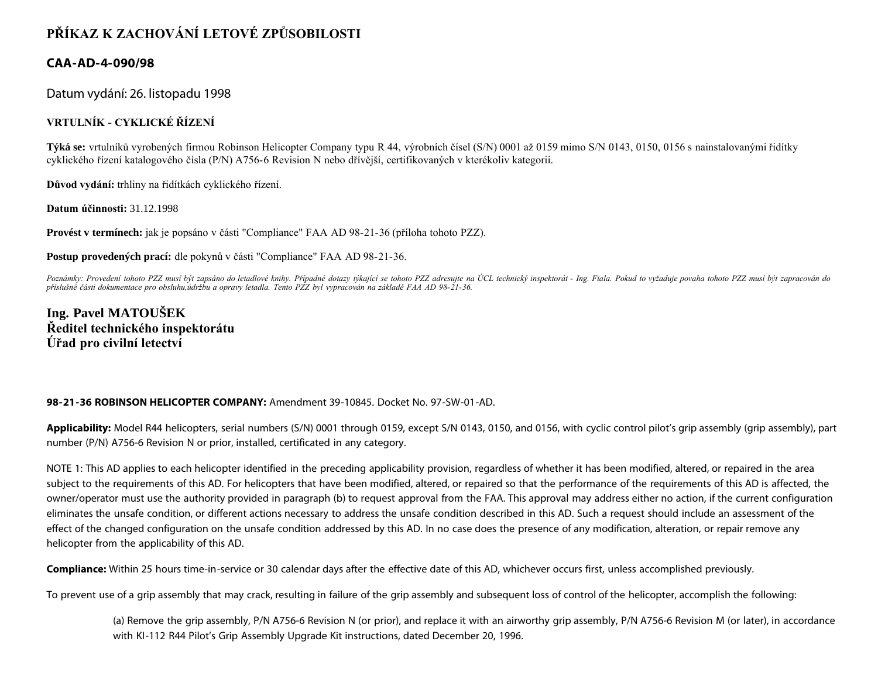# PŘÍKAZ K ZACHOVÁNÍ LETOVÉ ZPŮSOBILOSTI

## CAA-AD-4-090/98

Datum vydání: 26. listopadu 1998

### VRTULNÍK - CYKLICKÉ ŘÍZENÍ

**Týká se:** vrtulníků vyrobených firmou Robinson Helicopter Company typu R 44, výrobních čísel (S/N) 0001 až 0159 mimo S/N 0143, 0150, 0156 s nainstalovanými řidítky cyklického řízení katalogového čísla (P/N) A756-6 Revision N nebo dřívější, certifikovaných v kterékoliv kategorii.

**Důvod vydání:** trhliny na řidítkách cyklického řízení.

**Datum účinnosti:** 31.12.1998

**Provést v termínech:** jak je popsáno v části "Compliance" FAA AD 98-21-36 (příloha tohoto PZZ).

**Postup provedených prací:** dle pokynů v části "Compliance" FAA AD 98-21-36.

*Poznámky: Provedení tohoto PZZ musí být zapsáno do letadlové knihy. Případné dotazy týkající se tohoto PZZ adresujte na ÚCL technický inspektorát - Ing. Fiala. Pokud to vyžaduje povaha tohoto PZZ musí být zapracován do příslušné části dokumentace pro obsluhu,údržbu a opravy letadla. Tento PZZ byl vypracován na základě FAA AD 98-21-36.*

**Ing. Pavel MATOUŠEK**
**Ředitel technického inspektorátu**
**Úřad pro civilní letectví**

**98-21-36 ROBINSON HELICOPTER COMPANY:** Amendment 39-10845. Docket No. 97-SW-01-AD.

**Applicability:** Model R44 helicopters, serial numbers (S/N) 0001 through 0159, except S/N 0143, 0150, and 0156, with cyclic control pilot's grip assembly (grip assembly), part number (P/N) A756-6 Revision N or prior, installed, certificated in any category.

NOTE 1: This AD applies to each helicopter identified in the preceding applicability provision, regardless of whether it has been modified, altered, or repaired in the area subject to the requirements of this AD. For helicopters that have been modified, altered, or repaired so that the performance of the requirements of this AD is affected, the owner/operator must use the authority provided in paragraph (b) to request approval from the FAA. This approval may address either no action, if the current configuration eliminates the unsafe condition, or different actions necessary to address the unsafe condition described in this AD. Such a request should include an assessment of the effect of the changed configuration on the unsafe condition addressed by this AD. In no case does the presence of any modification, alteration, or repair remove any helicopter from the applicability of this AD.

**Compliance:** Within 25 hours time-in-service or 30 calendar days after the effective date of this AD, whichever occurs first, unless accomplished previously.

To prevent use of a grip assembly that may crack, resulting in failure of the grip assembly and subsequent loss of control of the helicopter, accomplish the following:

(a) Remove the grip assembly, P/N A756-6 Revision N (or prior), and replace it with an airworthy grip assembly, P/N A756-6 Revision M (or later), in accordance with KI-112 R44 Pilot's Grip Assembly Upgrade Kit instructions, dated December 20, 1996.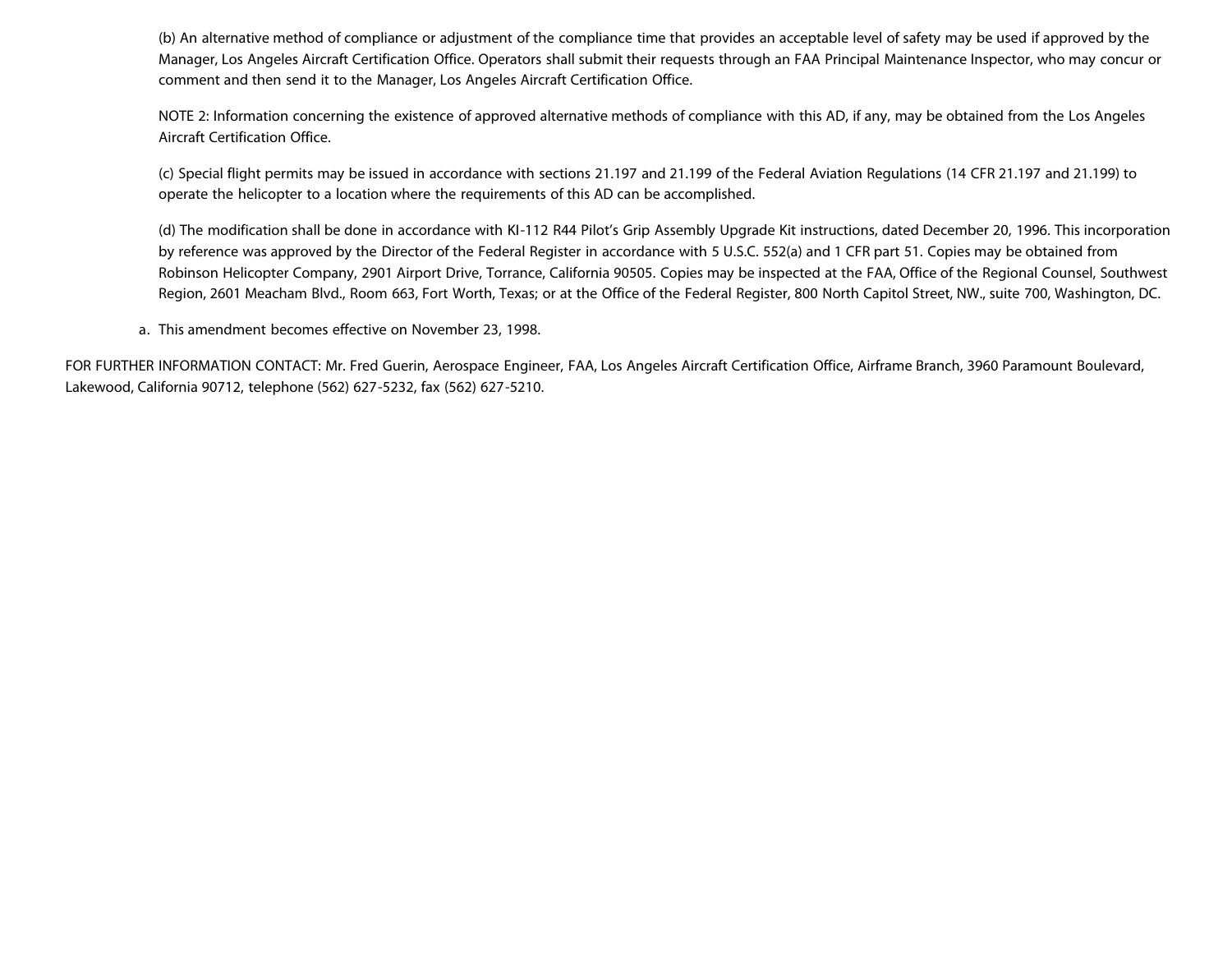(b) An alternative method of compliance or adjustment of the compliance time that provides an acceptable level of safety may be used if approved by the Manager, Los Angeles Aircraft Certification Office. Operators shall submit their requests through an FAA Principal Maintenance Inspector, who may concur or comment and then send it to the Manager, Los Angeles Aircraft Certification Office.

NOTE 2: Information concerning the existence of approved alternative methods of compliance with this AD, if any, may be obtained from the Los Angeles Aircraft Certification Office.

(c) Special flight permits may be issued in accordance with sections 21.197 and 21.199 of the Federal Aviation Regulations (14 CFR 21.197 and 21.199) to operate the helicopter to a location where the requirements of this AD can be accomplished.

(d) The modification shall be done in accordance with KI-112 R44 Pilot's Grip Assembly Upgrade Kit instructions, dated December 20, 1996. This incorporation by reference was approved by the Director of the Federal Register in accordance with 5 U.S.C. 552(a) and 1 CFR part 51. Copies may be obtained from Robinson Helicopter Company, 2901 Airport Drive, Torrance, California 90505. Copies may be inspected at the FAA, Office of the Regional Counsel, Southwest Region, 2601 Meacham Blvd., Room 663, Fort Worth, Texas; or at the Office of the Federal Register, 800 North Capitol Street, NW., suite 700, Washington, DC.

a. This amendment becomes effective on November 23, 1998.

FOR FURTHER INFORMATION CONTACT: Mr. Fred Guerin, Aerospace Engineer, FAA, Los Angeles Aircraft Certification Office, Airframe Branch, 3960 Paramount Boulevard, Lakewood, California 90712, telephone (562) 627-5232, fax (562) 627-5210.